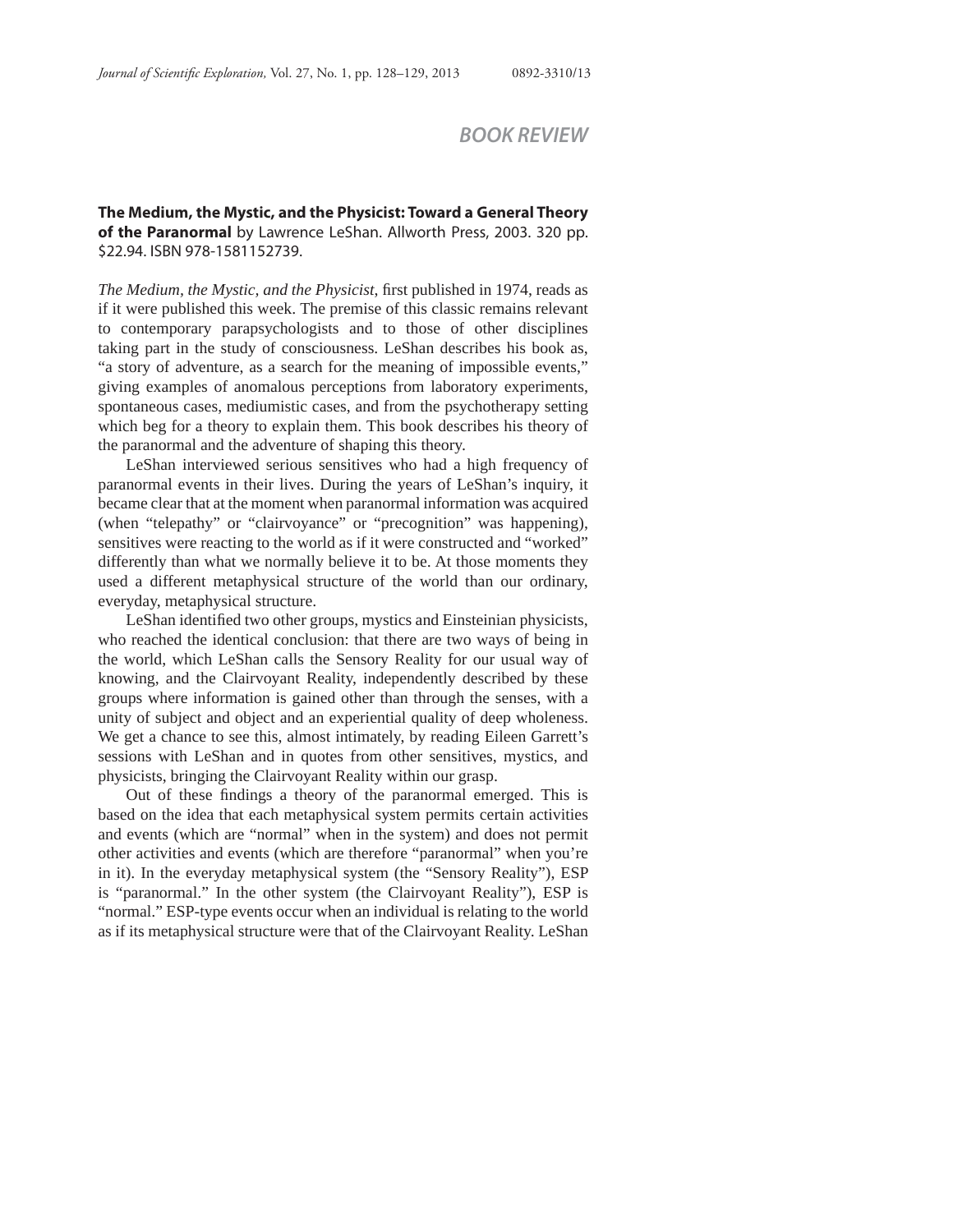# BOOK REVIEW

**The Medium, the Mystic, and the Physicist: Toward a General Theory of the Paranormal** by Lawrence LeShan. Allworth Press, 2003. 320 pp. $22.94. ISBN 978-1581152739.

*The Medium, the Mystic, and the Physicist*, first published in 1974, reads as if it were published this week. The premise of this classic remains relevant to contemporary parapsychologists and to those of other disciplines taking part in the study of consciousness. LeShan describes his book as, "a story of adventure, as a search for the meaning of impossible events," giving examples of anomalous perceptions from laboratory experiments, spontaneous cases, mediumistic cases, and from the psychotherapy setting which beg for a theory to explain them. This book describes his theory of the paranormal and the adventure of shaping this theory.

LeShan interviewed serious sensitives who had a high frequency of paranormal events in their lives. During the years of LeShan's inquiry, it became clear that at the moment when paranormal information was acquired (when "telepathy" or "clairvoyance" or "precognition" was happening), sensitives were reacting to the world as if it were constructed and "worked" differently than what we normally believe it to be. At those moments they used a different metaphysical structure of the world than our ordinary, everyday, metaphysical structure.

LeShan identified two other groups, mystics and Einsteinian physicists, who reached the identical conclusion: that there are two ways of being in the world, which LeShan calls the Sensory Reality for our usual way of knowing, and the Clairvoyant Reality, independently described by these groups where information is gained other than through the senses, with a unity of subject and object and an experiential quality of deep wholeness. We get a chance to see this, almost intimately, by reading Eileen Garrett's sessions with LeShan and in quotes from other sensitives, mystics, and physicists, bringing the Clairvoyant Reality within our grasp.

Out of these findings a theory of the paranormal emerged. This is based on the idea that each metaphysical system permits certain activities and events (which are "normal" when in the system) and does not permit other activities and events (which are therefore "paranormal" when you're in it). In the everyday metaphysical system (the "Sensory Reality"), ESP is "paranormal." In the other system (the Clairvoyant Reality"), ESP is "normal." ESP-type events occur when an individual is relating to the world as if its metaphysical structure were that of the Clairvoyant Reality. LeShan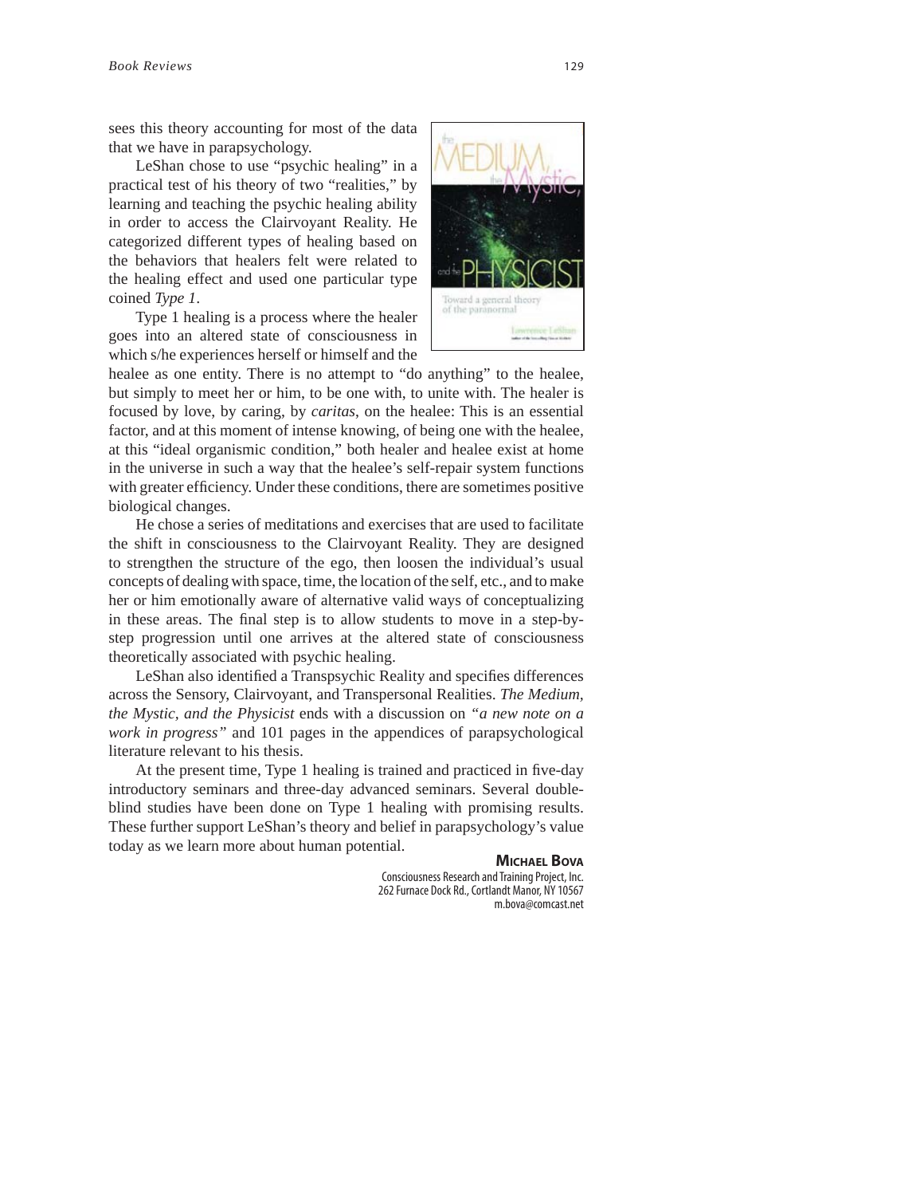sees this theory accounting for most of the data that we have in parapsychology.

LeShan chose to use "psychic healing" in a practical test of his theory of two "realities," by learning and teaching the psychic healing ability in order to access the Clairvoyant Reality. He categorized different types of healing based on the behaviors that healers felt were related to the healing effect and used one particular type coined *Type 1*.

Type 1 healing is a process where the healer goes into an altered state of consciousness in which s/he experiences herself or himself and the healee as one entity. There is no attempt to "do anything" to the healee, but simply to meet her or him, to be one with, to unite with. The healer is focused by love, by caring, by *caritas*, on the healee: This is an essential factor, and at this moment of intense knowing, of being one with the healee, at this "ideal organismic condition," both healer and healee exist at home in the universe in such a way that the healee's self-repair system functions with greater efficiency. Under these conditions, there are sometimes positive biological changes.

He chose a series of meditations and exercises that are used to facilitate the shift in consciousness to the Clairvoyant Reality. They are designed to strengthen the structure of the ego, then loosen the individual's usual concepts of dealing with space, time, the location of the self, etc., and to make her or him emotionally aware of alternative valid ways of conceptualizing in these areas. The final step is to allow students to move in a step-by-step progression until one arrives at the altered state of consciousness theoretically associated with psychic healing.

LeShan also identified a Transpsychic Reality and specifies differences across the Sensory, Clairvoyant, and Transpersonal Realities. *The Medium, the Mystic, and the Physicist* ends with a discussion on *"a new note on a work in progress"* and 101 pages in the appendices of parapsychological literature relevant to his thesis.

At the present time, Type 1 healing is trained and practiced in five-day introductory seminars and three-day advanced seminars. Several double-blind studies have been done on Type 1 healing with promising results. These further support LeShan's theory and belief in parapsychology's value today as we learn more about human potential.

**Michael Bova**
Consciousness Research and Training Project, Inc.
262 Furnace Dock Rd., Cortlandt Manor, NY 10567
m.bova@comcast.net